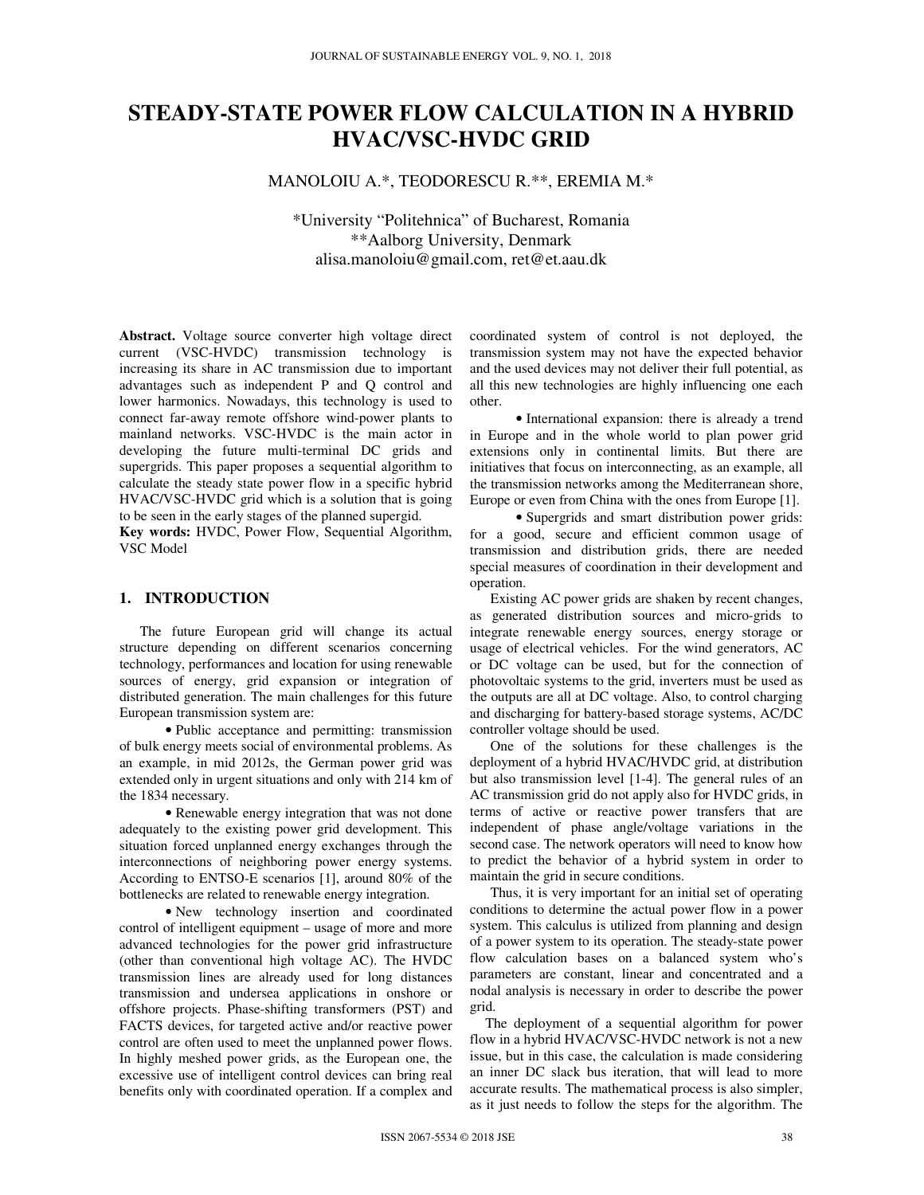# STEADY-STATE POWER FLOW CALCULATION IN A HYBRID HVAC/VSC-HVDC GRID

MANOLOIU A.*, TEODORESCU R.**, EREMIA M.*

*University "Politehnica" of Bucharest, Romania
**Aalborg University, Denmark
alisa.manoloiu@gmail.com, ret@et.aau.dk

**Abstract.** Voltage source converter high voltage direct current (VSC-HVDC) transmission technology is increasing its share in AC transmission due to important advantages such as independent P and Q control and lower harmonics. Nowadays, this technology is used to connect far-away remote offshore wind-power plants to mainland networks. VSC-HVDC is the main actor in developing the future multi-terminal DC grids and supergrids. This paper proposes a sequential algorithm to calculate the steady state power flow in a specific hybrid HVAC/VSC-HVDC grid which is a solution that is going to be seen in the early stages of the planned supergid.

**Key words:** HVDC, Power Flow, Sequential Algorithm, VSC Model

## 1. INTRODUCTION

The future European grid will change its actual structure depending on different scenarios concerning technology, performances and location for using renewable sources of energy, grid expansion or integration of distributed generation. The main challenges for this future European transmission system are:

• Public acceptance and permitting: transmission of bulk energy meets social of environmental problems. As an example, in mid 2012s, the German power grid was extended only in urgent situations and only with 214 km of the 1834 necessary.

• Renewable energy integration that was not done adequately to the existing power grid development. This situation forced unplanned energy exchanges through the interconnections of neighboring power energy systems. According to ENTSO-E scenarios [1], around 80% of the bottlenecks are related to renewable energy integration.

• New technology insertion and coordinated control of intelligent equipment – usage of more and more advanced technologies for the power grid infrastructure (other than conventional high voltage AC). The HVDC transmission lines are already used for long distances transmission and undersea applications in onshore or offshore projects. Phase-shifting transformers (PST) and FACTS devices, for targeted active and/or reactive power control are often used to meet the unplanned power flows. In highly meshed power grids, as the European one, the excessive use of intelligent control devices can bring real benefits only with coordinated operation. If a complex and coordinated system of control is not deployed, the transmission system may not have the expected behavior and the used devices may not deliver their full potential, as all this new technologies are highly influencing one each other.

• International expansion: there is already a trend in Europe and in the whole world to plan power grid extensions only in continental limits. But there are initiatives that focus on interconnecting, as an example, all the transmission networks among the Mediterranean shore, Europe or even from China with the ones from Europe [1].

• Supergrids and smart distribution power grids: for a good, secure and efficient common usage of transmission and distribution grids, there are needed special measures of coordination in their development and operation.

Existing AC power grids are shaken by recent changes, as generated distribution sources and micro-grids to integrate renewable energy sources, energy storage or usage of electrical vehicles. For the wind generators, AC or DC voltage can be used, but for the connection of photovoltaic systems to the grid, inverters must be used as the outputs are all at DC voltage. Also, to control charging and discharging for battery-based storage systems, AC/DC controller voltage should be used.

One of the solutions for these challenges is the deployment of a hybrid HVAC/HVDC grid, at distribution but also transmission level [1-4]. The general rules of an AC transmission grid do not apply also for HVDC grids, in terms of active or reactive power transfers that are independent of phase angle/voltage variations in the second case. The network operators will need to know how to predict the behavior of a hybrid system in order to maintain the grid in secure conditions.

Thus, it is very important for an initial set of operating conditions to determine the actual power flow in a power system. This calculus is utilized from planning and design of a power system to its operation. The steady-state power flow calculation bases on a balanced system who's parameters are constant, linear and concentrated and a nodal analysis is necessary in order to describe the power grid.

The deployment of a sequential algorithm for power flow in a hybrid HVAC/VSC-HVDC network is not a new issue, but in this case, the calculation is made considering an inner DC slack bus iteration, that will lead to more accurate results. The mathematical process is also simpler, as it just needs to follow the steps for the algorithm. The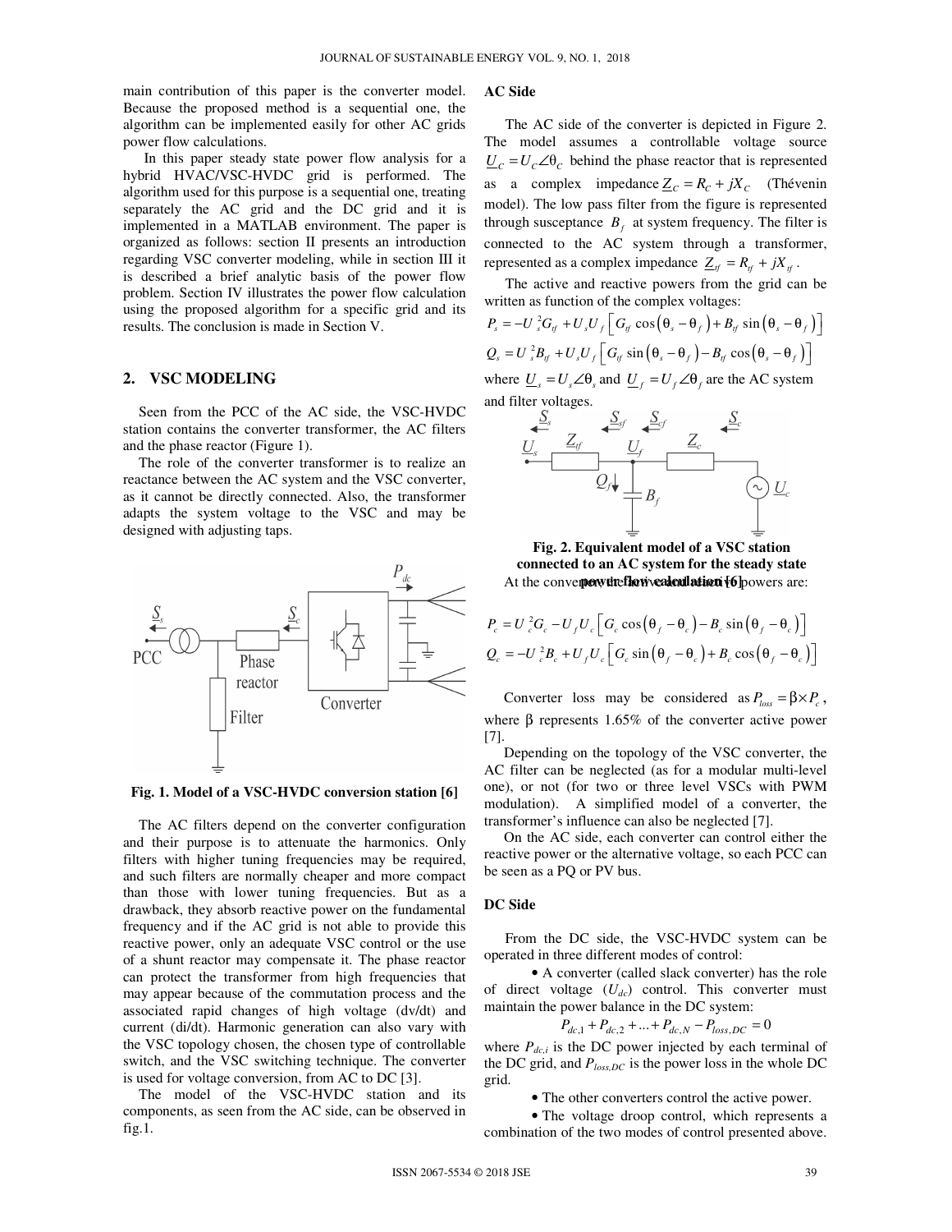main contribution of this paper is the converter model. Because the proposed method is a sequential one, the algorithm can be implemented easily for other AC grids power flow calculations.

In this paper steady state power flow analysis for a hybrid HVAC/VSC-HVDC grid is performed. The algorithm used for this purpose is a sequential one, treating separately the AC grid and the DC grid and it is implemented in a MATLAB environment. The paper is organized as follows: section II presents an introduction regarding VSC converter modeling, while in section III it is described a brief analytic basis of the power flow problem. Section IV illustrates the power flow calculation using the proposed algorithm for a specific grid and its results. The conclusion is made in Section V.

## 2. VSC MODELING

Seen from the PCC of the AC side, the VSC-HVDC station contains the converter transformer, the AC filters and the phase reactor (Figure 1).

The role of the converter transformer is to realize an reactance between the AC system and the VSC converter, as it cannot be directly connected. Also, the transformer adapts the system voltage to the VSC and may be designed with adjusting taps.

**Fig. 1. Model of a VSC-HVDC conversion station [6]**

The AC filters depend on the converter configuration and their purpose is to attenuate the harmonics. Only filters with higher tuning frequencies may be required, and such filters are normally cheaper and more compact than those with lower tuning frequencies. But as a drawback, they absorb reactive power on the fundamental frequency and if the AC grid is not able to provide this reactive power, only an adequate VSC control or the use of a shunt reactor may compensate it. The phase reactor can protect the transformer from high frequencies that may appear because of the commutation process and the associated rapid changes of high voltage (dv/dt) and current (di/dt). Harmonic generation can also vary with the VSC topology chosen, the chosen type of controllable switch, and the VSC switching technique. The converter is used for voltage conversion, from AC to DC [3].

The model of the VSC-HVDC station and its components, as seen from the AC side, can be observed in fig.1.

### AC Side

The AC side of the converter is depicted in Figure 2. The model assumes a controllable voltage source $\underline{U}_C = U_C \angle \theta_C$ behind the phase reactor that is represented as a complex impedance $\underline{Z}_C = R_C + jX_C$ (Thévenin model). The low pass filter from the figure is represented through susceptance $B_f$ at system frequency. The filter is connected to the AC system through a transformer, represented as a complex impedance $\underline{Z}_{tf} = R_{tf} + jX_{tf}$.

The active and reactive powers from the grid can be written as function of the complex voltages:

$$P_s = -U_s^2 G_{tf} + U_s U_f \left[ G_{tf} \cos\left(\theta_s - \theta_f\right) + B_{tf} \sin\left(\theta_s - \theta_f\right) \right]$$

$$Q_s = U_s^2 B_{tf} + U_s U_f \left[ G_{tf} \sin\left(\theta_s - \theta_f\right) - B_{tf} \cos\left(\theta_s - \theta_f\right) \right]$$

where $\underline{U}_s = U_s \angle \theta_s$ and $\underline{U}_f = U_f \angle \theta_f$ are the AC system and filter voltages.

**Fig. 2. Equivalent model of a VSC station connected to an AC system for the steady state power flow calculation [6]**

At the converter the active and reactive powers are:

$$P_c = U_c^2 G_c - U_f U_c \left[ G_c \cos\left(\theta_f - \theta_c\right) - B_c \sin\left(\theta_f - \theta_c\right) \right]$$

$$Q_c = -U_c^2 B_c + U_f U_c \left[ G_c \sin\left(\theta_f - \theta_c\right) + B_c \cos\left(\theta_f - \theta_c\right) \right]$$

Converter loss may be considered as $P_{loss} = \beta \times P_c$, where $\beta$ represents 1.65% of the converter active power [7].

Depending on the topology of the VSC converter, the AC filter can be neglected (as for a modular multi-level one), or not (for two or three level VSCs with PWM modulation). A simplified model of a converter, the transformer's influence can also be neglected [7].

On the AC side, each converter can control either the reactive power or the alternative voltage, so each PCC can be seen as a PQ or PV bus.

### DC Side

From the DC side, the VSC-HVDC system can be operated in three different modes of control:

- A converter (called slack converter) has the role of direct voltage ($U_{dc}$) control. This converter must maintain the power balance in the DC system:

$$P_{dc,1} + P_{dc,2} + ... + P_{dc,N} - P_{loss,DC} = 0$$

where $P_{dc,i}$ is the DC power injected by each terminal of the DC grid, and $P_{loss,DC}$ is the power loss in the whole DC grid.

- The other converters control the active power.
- The voltage droop control, which represents a combination of the two modes of control presented above.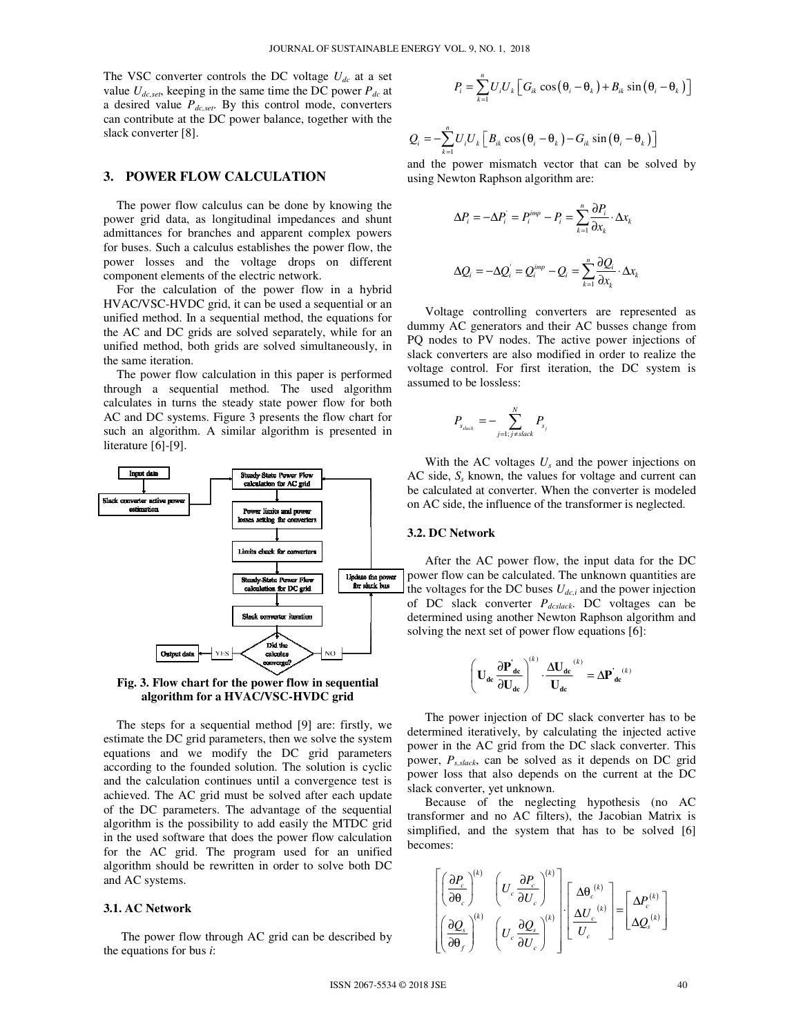The VSC converter controls the DC voltage $U_{dc}$ at a set value $U_{dc,set}$, keeping in the same time the DC power $P_{dc}$ at a desired value $P_{dc,set}$. By this control mode, converters can contribute at the DC power balance, together with the slack converter [8].

## 3. POWER FLOW CALCULATION

The power flow calculus can be done by knowing the power grid data, as longitudinal impedances and shunt admittances for branches and apparent complex powers for buses. Such a calculus establishes the power flow, the power losses and the voltage drops on different component elements of the electric network.

For the calculation of the power flow in a hybrid HVAC/VSC-HVDC grid, it can be used a sequential or an unified method. In a sequential method, the equations for the AC and DC grids are solved separately, while for an unified method, both grids are solved simultaneously, in the same iteration.

The power flow calculation in this paper is performed through a sequential method. The used algorithm calculates in turns the steady state power flow for both AC and DC systems. Figure 3 presents the flow chart for such an algorithm. A similar algorithm is presented in literature [6]-[9].

**Fig. 3. Flow chart for the power flow in sequential algorithm for a HVAC/VSC-HVDC grid**

The steps for a sequential method [9] are: firstly, we estimate the DC grid parameters, then we solve the system equations and we modify the DC grid parameters according to the founded solution. The solution is cyclic and the calculation continues until a convergence test is achieved. The AC grid must be solved after each update of the DC parameters. The advantage of the sequential algorithm is the possibility to add easily the MTDC grid in the used software that does the power flow calculation for the AC grid. The program used for an unified algorithm should be rewritten in order to solve both DC and AC systems.

### 3.1. AC Network

The power flow through AC grid can be described by the equations for bus $i$:

$$P_i = \sum_{k=1}^{n} U_i U_k \left[ G_{ik} \cos(\theta_i - \theta_k) + B_{ik} \sin(\theta_i - \theta_k) \right]$$

$$Q_i = -\sum_{k=1}^{n} U_i U_k \left[ B_{ik} \cos(\theta_i - \theta_k) - G_{ik} \sin(\theta_i - \theta_k) \right]$$

and the power mismatch vector that can be solved by using Newton Raphson algorithm are:

$$\Delta P_i = -\Delta P_i^{'} = P_i^{imp} - P_i = \sum_{k=1}^{n} \frac{\partial P_i}{\partial x_k} \cdot \Delta x_k$$

$$\Delta Q_i = -\Delta Q_i^{'} = Q_i^{imp} - Q_i = \sum_{k=1}^{n} \frac{\partial Q_i}{\partial x_k} \cdot \Delta x_k$$

Voltage controlling converters are represented as dummy AC generators and their AC busses change from PQ nodes to PV nodes. The active power injections of slack converters are also modified in order to realize the voltage control. For first iteration, the DC system is assumed to be lossless:

$$P_{s_{slack}} = -\sum_{j=1;\, j \neq slack}^{N} P_{s_j}$$

With the AC voltages $U_s$ and the power injections on AC side, $S_s$ known, the values for voltage and current can be calculated at converter. When the converter is modeled on AC side, the influence of the transformer is neglected.

### 3.2. DC Network

After the AC power flow, the input data for the DC power flow can be calculated. The unknown quantities are the voltages for the DC buses $U_{dc,i}$ and the power injection of DC slack converter $P_{dcslack}$. DC voltages can be determined using another Newton Raphson algorithm and solving the next set of power flow equations [6]:

$$\left( \mathbf{U_{dc}} \frac{\partial \mathbf{P}^{'}_{\mathbf{dc}}}{\partial \mathbf{U_{dc}}} \right)^{(k)} \cdot \frac{\Delta \mathbf{U_{dc}}^{(k)}}{\mathbf{U_{dc}}} = \Delta \mathbf{P}^{'}_{\mathbf{dc}}{}^{(k)}$$

The power injection of DC slack converter has to be determined iteratively, by calculating the injected active power in the AC grid from the DC slack converter. This power, $P_{s,slack}$, can be solved as it depends on DC grid power loss that also depends on the current at the DC slack converter, yet unknown.

Because of the neglecting hypothesis (no AC transformer and no AC filters), the Jacobian Matrix is simplified, and the system that has to be solved [6] becomes:

$$\begin{bmatrix} \left( \frac{\partial P_c}{\partial \theta_c} \right)^{(k)} & \left( U_c \frac{\partial P_c}{\partial U_c} \right)^{(k)} \\ \left( \frac{\partial Q_s}{\partial \theta_f} \right)^{(k)} & \left( U_c \frac{\partial Q_s}{\partial U_c} \right)^{(k)} \end{bmatrix} \cdot \begin{bmatrix} \Delta \theta_c^{(k)} \\ \frac{\Delta U_c^{(k)}}{U_c} \end{bmatrix} = \begin{bmatrix} \Delta P_c^{(k)} \\ \Delta Q_s^{(k)} \end{bmatrix}$$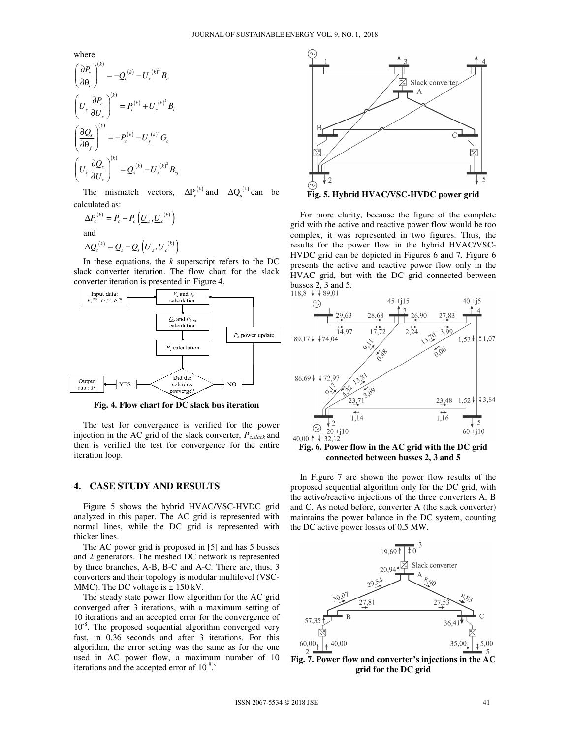where

$$\left(\frac{\partial P_c}{\partial \theta_c}\right)^{(k)} = -Q_c^{(k)} - U_c^{(k)^2} B_c$$

$$\left(U_c \frac{\partial P_c}{\partial U_c}\right)^{(k)} = P_c^{(k)} + U_c^{(k)^2} B_c$$

$$\left(\frac{\partial Q_s}{\partial \theta_f}\right)^{(k)} = -P_s^{(k)} - U_s^{(k)^2} G_c$$

$$\left(U_c \frac{\partial Q_s}{\partial U_c}\right)^{(k)} = Q_s^{(k)} - U_s^{(k)^2} B_{cf}$$

The mismatch vectors, $\Delta P_c^{(k)}$ and $\Delta Q_s^{(k)}$ can be calculated as:

$$\Delta P_c^{(k)} = P_c - P_c\left(\underline{U}_s, \underline{U}_c^{(k)}\right)$$

and

$$\Delta Q_s^{(k)} = Q_s - Q_s\left(\underline{U}_s, \underline{U}_c^{(k)}\right)$$

In these equations, the $k$ superscript refers to the DC slack converter iteration. The flow chart for the slack converter iteration is presented in Figure 4.

**Fig. 4. Flow chart for DC slack bus iteration**

The test for convergence is verified for the power injection in the AC grid of the slack converter, $P_{c,slack}$ and then is verified the test for convergence for the entire iteration loop.

## 4. CASE STUDY AND RESULTS

Figure 5 shows the hybrid HVAC/VSC-HVDC grid analyzed in this paper. The AC grid is represented with normal lines, while the DC grid is represented with thicker lines.

The AC power grid is proposed in [5] and has 5 busses and 2 generators. The meshed DC network is represented by three branches, A-B, B-C and A-C. There are, thus, 3 converters and their topology is modular multilevel (VSC-MMC). The DC voltage is ± 150 kV.

The steady state power flow algorithm for the AC grid converged after 3 iterations, with a maximum setting of 10 iterations and an accepted error for the convergence of $10^{-8}$. The proposed sequential algorithm converged very fast, in 0.36 seconds and after 3 iterations. For this algorithm, the error setting was the same as for the one used in AC power flow, a maximum number of 10 iterations and the accepted error of $10^{-8}$.`

**Fig. 5. Hybrid HVAC/VSC-HVDC power grid**

For more clarity, because the figure of the complete grid with the active and reactive power flow would be too complex, it was represented in two figures. Thus, the results for the power flow in the hybrid HVAC/VSC-HVDC grid can be depicted in Figures 6 and 7. Figure 6 presents the active and reactive power flow only in the HVAC grid, but with the DC grid connected between busses 2, 3 and 5.

**Fig. 6. Power flow in the AC grid with the DC grid connected between busses 2, 3 and 5**

In Figure 7 are shown the power flow results of the proposed sequential algorithm only for the DC grid, with the active/reactive injections of the three converters A, B and C. As noted before, converter A (the slack converter) maintains the power balance in the DC system, counting the DC active power losses of 0,5 MW.

**Fig. 7. Power flow and converter's injections in the AC grid for the DC grid**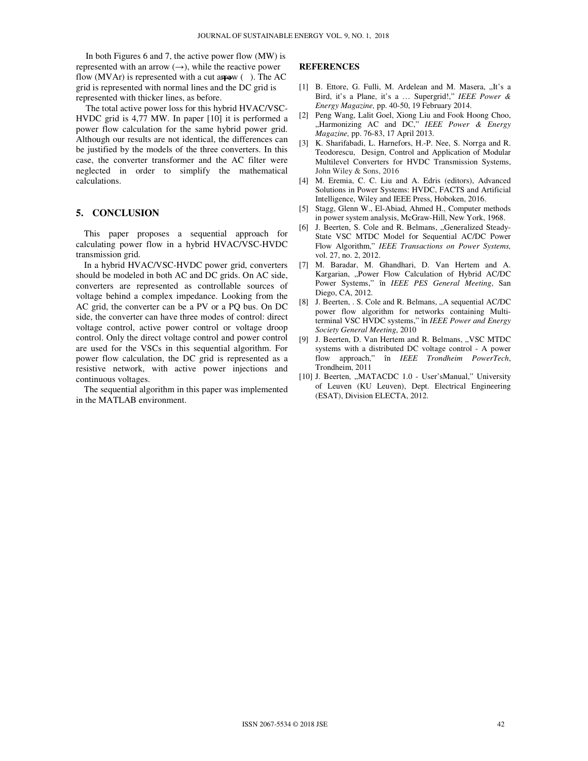In both Figures 6 and 7, the active power flow (MW) is represented with an arrow (→), while the reactive power flow (MVAr) is represented with a cut arrow ( ). The AC grid is represented with normal lines and the DC grid is represented with thicker lines, as before.

The total active power loss for this hybrid HVAC/VSC-HVDC grid is 4,77 MW. In paper [10] it is performed a power flow calculation for the same hybrid power grid. Although our results are not identical, the differences can be justified by the models of the three converters. In this case, the converter transformer and the AC filter were neglected in order to simplify the mathematical calculations.

## 5. CONCLUSION

This paper proposes a sequential approach for calculating power flow in a hybrid HVAC/VSC-HVDC transmission grid.

In a hybrid HVAC/VSC-HVDC power grid, converters should be modeled in both AC and DC grids. On AC side, converters are represented as controllable sources of voltage behind a complex impedance. Looking from the AC grid, the converter can be a PV or a PQ bus. On DC side, the converter can have three modes of control: direct voltage control, active power control or voltage droop control. Only the direct voltage control and power control are used for the VSCs in this sequential algorithm. For power flow calculation, the DC grid is represented as a resistive network, with active power injections and continuous voltages.

The sequential algorithm in this paper was implemented in the MATLAB environment.

## REFERENCES

[1] B. Ettore, G. Fulli, M. Ardelean and M. Masera, „It's a Bird, it's a Plane, it's a … Supergrid!," *IEEE Power & Energy Magazine,* pp. 40-50, 19 February 2014.

[2] Peng Wang, Lalit Goel, Xiong Liu and Fook Hoong Choo, „Harmonizing AC and DC," *IEEE Power & Energy Magazine,* pp. 76-83, 17 April 2013.

[3] K. Sharifabadi, L. Harnefors, H.-P. Nee, S. Norrga and R. Teodorescu, Design, Control and Application of Modular Multilevel Converters for HVDC Transmission Systems, John Wiley & Sons, 2016

[4] M. Eremia, C. C. Liu and A. Edris (editors), Advanced Solutions in Power Systems: HVDC, FACTS and Artificial Intelligence, Wiley and IEEE Press, Hoboken, 2016.

[5] Stagg, Glenn W., El-Abiad, Ahmed H., Computer methods in power system analysis, McGraw-Hill, New York, 1968.

[6] J. Beerten, S. Cole and R. Belmans, „Generalized Steady-State VSC MTDC Model for Sequential AC/DC Power Flow Algorithm," *IEEE Transactions on Power Systems,* vol. 27, no. 2, 2012.

[7] M. Baradar, M. Ghandhari, D. Van Hertem and A. Kargarian, „Power Flow Calculation of Hybrid AC/DC Power Systems," în *IEEE PES General Meeting*, San Diego, CA, 2012.

[8] J. Beerten, . S. Cole and R. Belmans, „A sequential AC/DC power flow algorithm for networks containing Multi-terminal VSC HVDC systems," în *IEEE Power and Energy Society General Meeting*, 2010

[9] J. Beerten, D. Van Hertem and R. Belmans, „VSC MTDC systems with a distributed DC voltage control - A power flow approach," în *IEEE Trondheim PowerTech*, Trondheim, 2011

[10] J. Beerten, „MATACDC 1.0 - User'sManual," University of Leuven (KU Leuven), Dept. Electrical Engineering (ESAT), Division ELECTA, 2012.